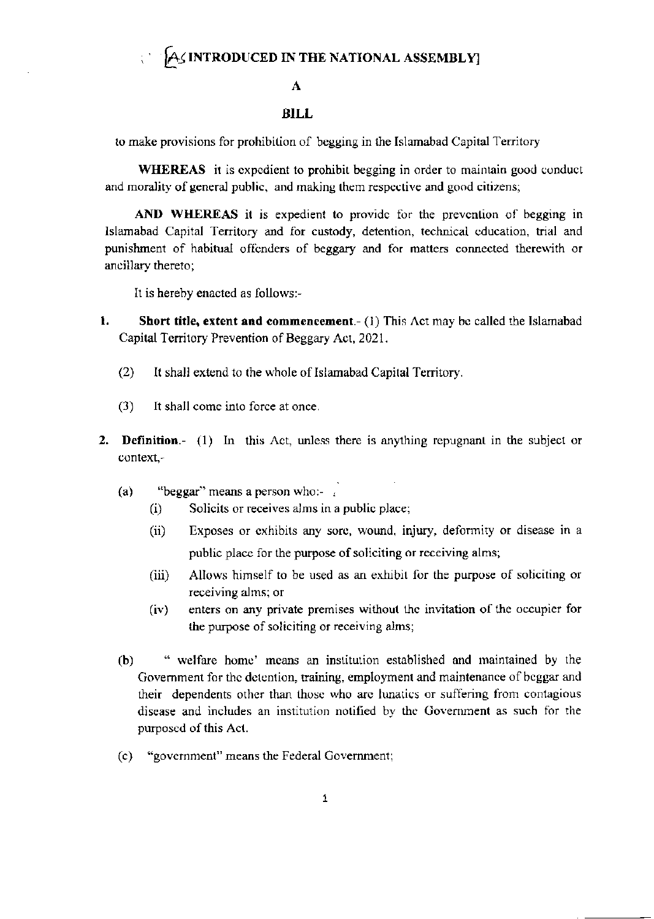[AS INTRODUCED IN THE NATIONAL ASSEMBLY]

# A

# BILL

to make provisions for prohibition of begging in the Islamabad Capital Territory

**WHEREAS** it is expedient to prohibit begging in order to maintain good conduct and morality of general public, and making them respective and good citizens;

**AND WHEREAS** it is expedient to provide for the prevention of begging in Islamabad Capital Territory and for custody, detention, technical education, trial and punishment of habitual offenders of beggary and for matters connected therewith or ancillary thereto;

It is hereby enacted as follows:-

1. **Short title, extent and commencement**.- (1) This Act may be called the Islamabad Capital Territory Prevention of Beggary Act, 2021.

   (2) It shall extend to the whole of Islamabad Capital Territory.

   (3) It shall come into force at once.

2. **Definition**.- (1) In this Act, unless there is anything repugnant in the subject or context,-

   (a) "beggar" means a person who:-

      (i) Solicits or receives alms in a public place;

      (ii) Exposes or exhibits any sore, wound, injury, deformity or disease in a public place for the purpose of soliciting or receiving alms;

      (iii) Allows himself to be used as an exhibit for the purpose of soliciting or receiving alms; or

      (iv) enters on any private premises without the invitation of the occupier for the purpose of soliciting or receiving alms;

   (b) " welfare home' means an institution established and maintained by the Government for the detention, training, employment and maintenance of beggar and their dependents other than those who are lunatics or suffering from contagious disease and includes an institution notified by the Government as such for the purposed of this Act.

   (c) "government" means the Federal Government;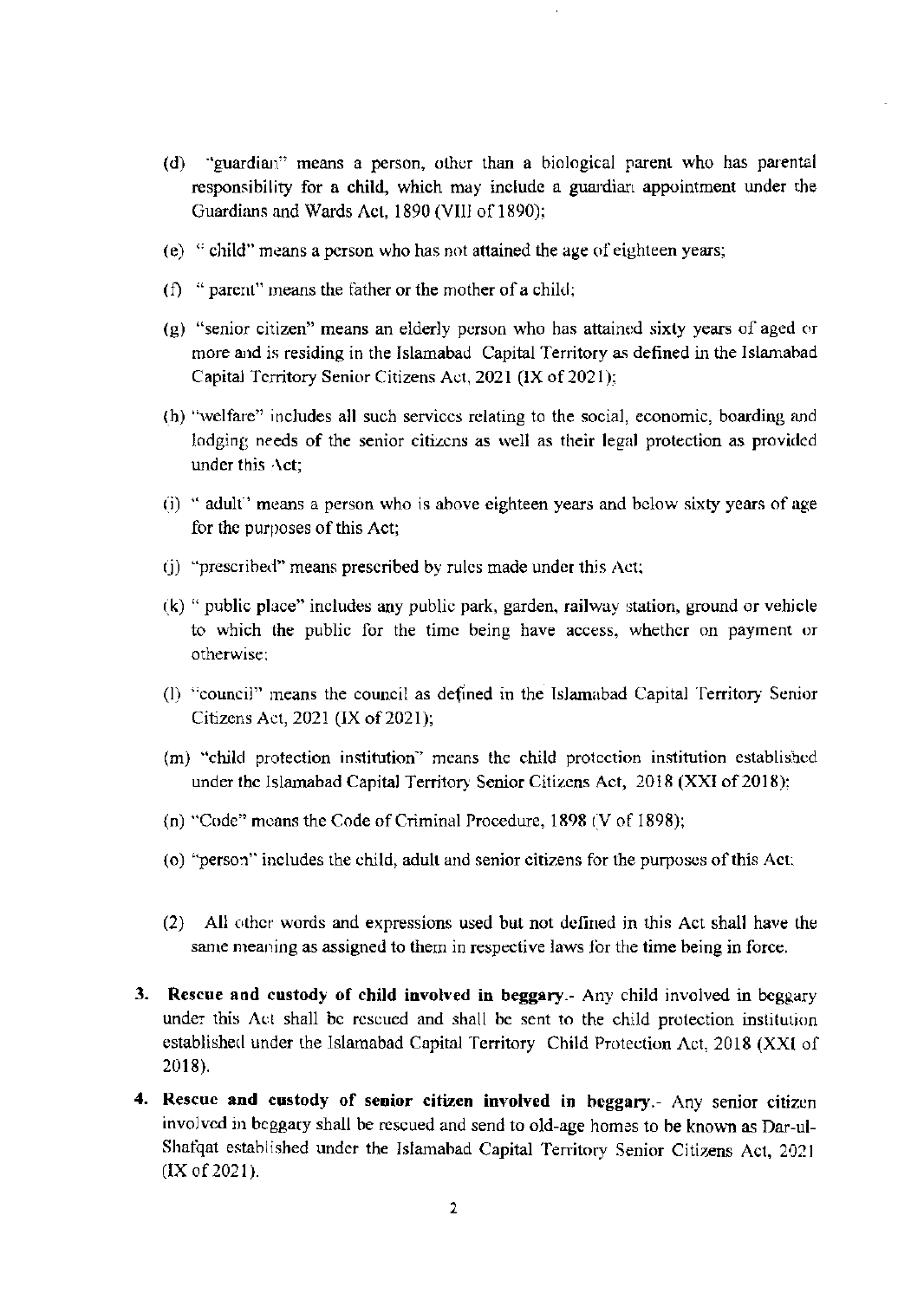(d) "guardian" means a person, other than a biological parent who has parental responsibility for a child, which may include a guardian appointment under the Guardians and Wards Act, 1890 (VIII of 1890);

(e) " child" means a person who has not attained the age of eighteen years;

(f) " parent" means the father or the mother of a child;

(g) "senior citizen" means an elderly person who has attained sixty years of aged or more and is residing in the Islamabad Capital Territory as defined in the Islamabad Capital Territory Senior Citizens Act, 2021 (IX of 2021);

(h) "welfare" includes all such services relating to the social, economic, boarding and lodging needs of the senior citizens as well as their legal protection as provided under this Act;

(i) " adult" means a person who is above eighteen years and below sixty years of age for the purposes of this Act;

(j) "prescribed" means prescribed by rules made under this Act;

(k) " public place" includes any public park, garden, railway station, ground or vehicle to which the public for the time being have access, whether on payment or otherwise;

(l) "council" means the council as defined in the Islamabad Capital Territory Senior Citizens Act, 2021 (IX of 2021);

(m) "child protection institution" means the child protection institution established under the Islamabad Capital Territory Senior Citizens Act, 2018 (XXI of 2018);

(n) "Code" means the Code of Criminal Procedure, 1898 (V of 1898);

(o) "person" includes the child, adult and senior citizens for the purposes of this Act.

(2) All other words and expressions used but not defined in this Act shall have the same meaning as assigned to them in respective laws for the time being in force.

**3. Rescue and custody of child involved in beggary.**- Any child involved in beggary under this Act shall be rescued and shall be sent to the child protection institution established under the Islamabad Capital Territory Child Protection Act, 2018 (XXI of 2018).

**4. Rescue and custody of senior citizen involved in beggary.**- Any senior citizen involved in beggary shall be rescued and send to old-age homes to be known as Dar-ul-Shafqat established under the Islamabad Capital Territory Senior Citizens Act, 2021 (IX of 2021).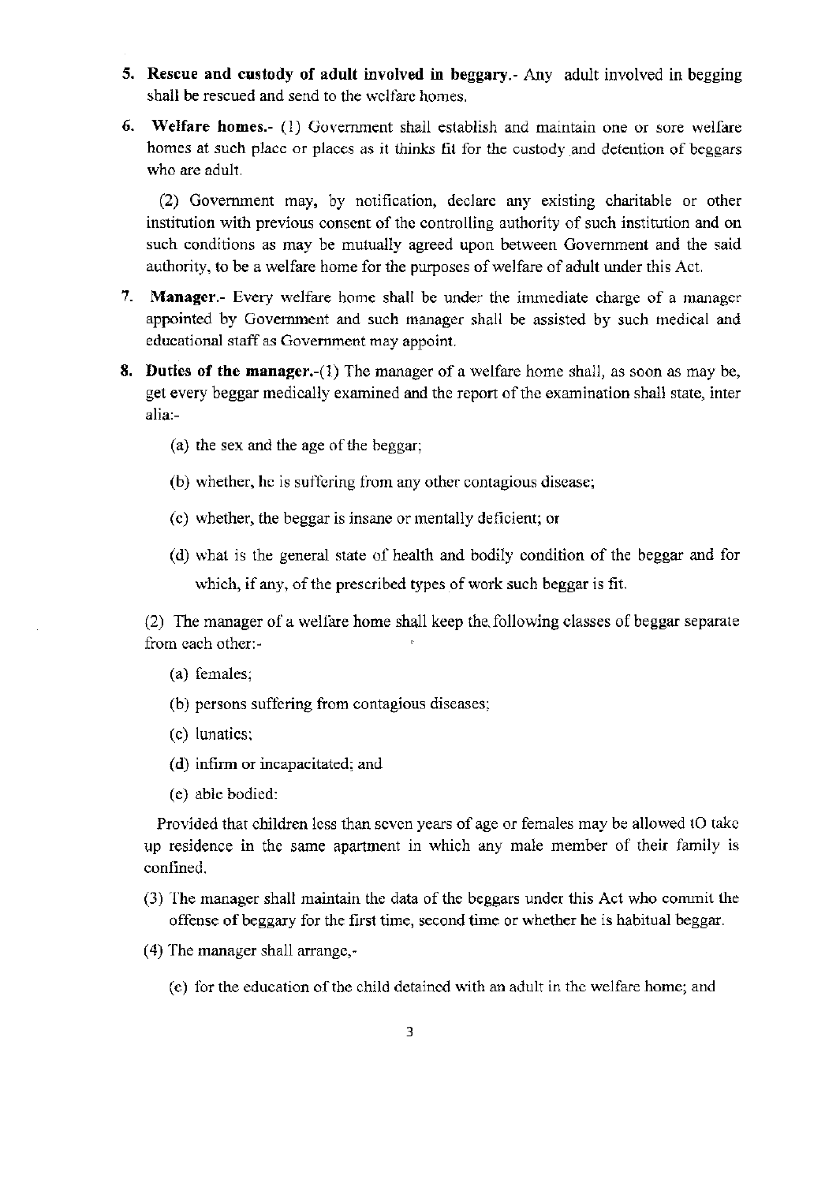5. **Rescue and custody of adult involved in beggary.**- Any adult involved in begging shall be rescued and send to the welfare homes.

6. **Welfare homes.**- (1) Government shall establish and maintain one or sore welfare homes at such place or places as it thinks fit for the custody and detention of beggars who are adult.

   (2) Government may, by notification, declare any existing charitable or other institution with previous consent of the controlling authority of such institution and on such conditions as may be mutually agreed upon between Government and the said authority, to be a welfare home for the purposes of welfare of adult under this Act.

7. **Manager.**- Every welfare home shall be under the immediate charge of a manager appointed by Government and such manager shall be assisted by such medical and educational staff as Government may appoint.

8. **Duties of the manager.**-(1) The manager of a welfare home shall, as soon as may be, get every beggar medically examined and the report of the examination shall state, inter alia:-

   (a) the sex and the age of the beggar;

   (b) whether, he is suffering from any other contagious disease;

   (c) whether, the beggar is insane or mentally deficient; or

   (d) what is the general state of health and bodily condition of the beggar and for which, if any, of the prescribed types of work such beggar is fit.

   (2) The manager of a welfare home shall keep the following classes of beggar separate from each other:-

   (a) females;

   (b) persons suffering from contagious diseases;

   (c) lunatics;

   (d) infirm or incapacitated; and

   (e) able bodied:

   Provided that children less than seven years of age or females may be allowed tO take up residence in the same apartment in which any male member of their family is confined.

   (3) The manager shall maintain the data of the beggars under this Act who commit the offense of beggary for the first time, second time or whether he is habitual beggar.

   (4) The manager shall arrange,-

   (e) for the education of the child detained with an adult in the welfare home; and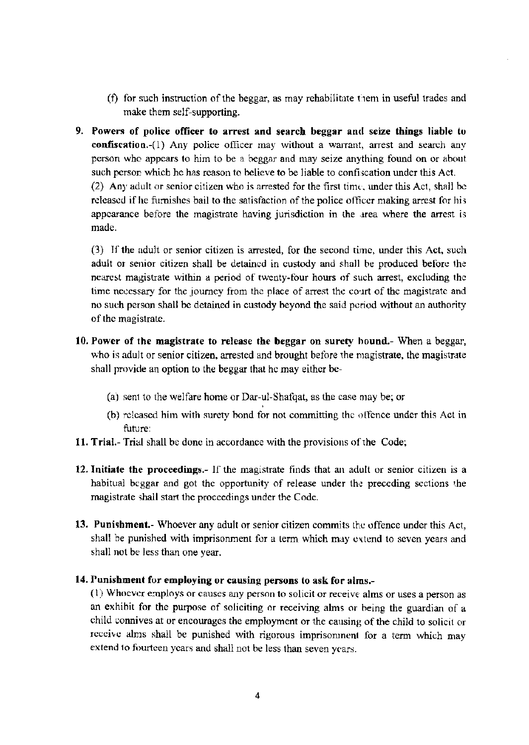(f) for such instruction of the beggar, as may rehabilitate them in useful trades and make them self-supporting.

9. **Powers of police officer to arrest and search beggar and seize things liable to confiscation.**-(1) Any police officer may without a warrant, arrest and search any person who appears to him to be a beggar and may seize anything found on or about such person which he has reason to believe to be liable to confiscation under this Act.

   (2) Any adult or senior citizen who is arrested for the first time, under this Act, shall be released if he furnishes bail to the satisfaction of the police officer making arrest for his appearance before the magistrate having jurisdiction in the area where the arrest is made.

   (3) If the adult or senior citizen is arrested, for the second time, under this Act, such adult or senior citizen shall be detained in custody and shall be produced before the nearest magistrate within a period of twenty-four hours of such arrest, excluding the time necessary for the journey from the place of arrest the court of the magistrate and no such person shall be detained in custody beyond the said period without an authority of the magistrate.

10. **Power of the magistrate to release the beggar on surety bound.**- When a beggar, who is adult or senior citizen, arrested and brought before the magistrate, the magistrate shall provide an option to the beggar that he may either be-

    (a) sent to the welfare home or Dar-ul-Shafqat, as the case may be; or

    (b) released him with surety bond for not committing the offence under this Act in future:

11. **Trial.**- Trial shall be done in accordance with the provisions of the Code;

12. **Initiate the proceedings.**- If the magistrate finds that an adult or senior citizen is a habitual beggar and got the opportunity of release under the preceding sections the magistrate shall start the proceedings under the Code.

13. **Punishment.**- Whoever any adult or senior citizen commits the offence under this Act, shall be punished with imprisonment for a term which may extend to seven years and shall not be less than one year.

14. **Punishment for employing or causing persons to ask for alms.**-

    (1) Whoever employs or causes any person to solicit or receive alms or uses a person as an exhibit for the purpose of soliciting or receiving alms or being the guardian of a child connives at or encourages the employment or the causing of the child to solicit or receive alms shall be punished with rigorous imprisonment for a term which may extend to fourteen years and shall not be less than seven years.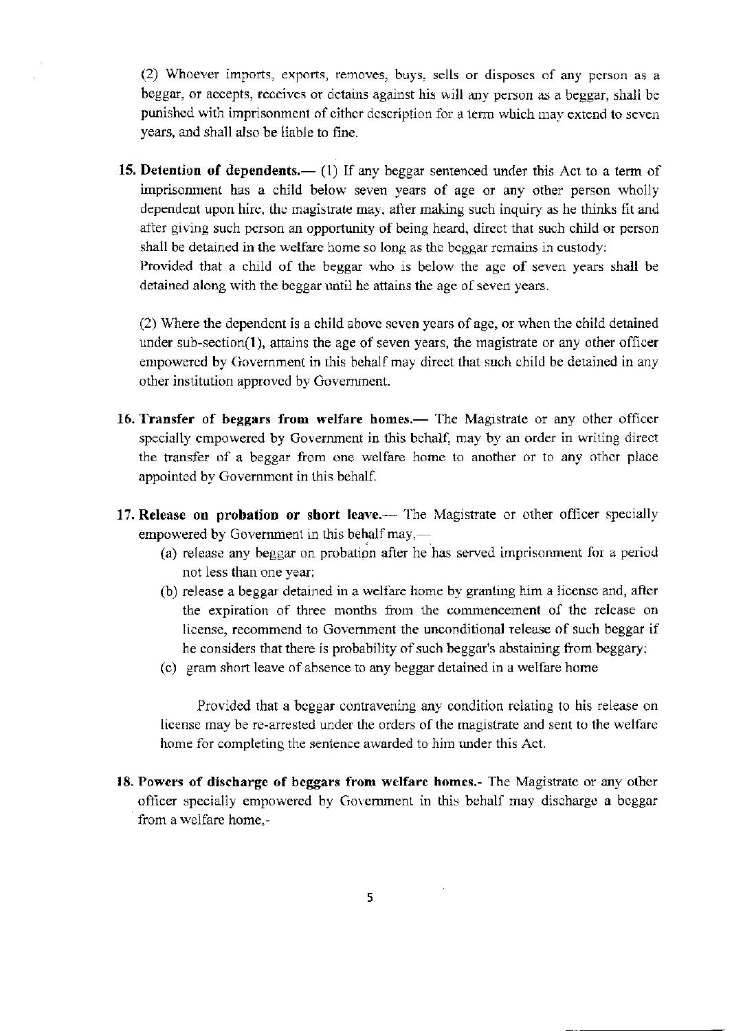(2) Whoever imports, exports, removes, buys, sells or disposes of any person as a beggar, or accepts, receives or detains against his will any person as a beggar, shall be punished with imprisonment of either description for a term which may extend to seven years, and shall also be liable to fine.

**15. Detention of dependents.**— (1) If any beggar sentenced under this Act to a term of imprisonment has a child below seven years of age or any other person wholly dependent upon hire, the magistrate may, after making such inquiry as he thinks fit and after giving such person an opportunity of being heard, direct that such child or person shall be detained in the welfare home so long as the beggar remains in custody:
Provided that a child of the beggar who is below the age of seven years shall be detained along with the beggar until he attains the age of seven years.

(2) Where the dependent is a child above seven years of age, or when the child detained under sub-section(1), attains the age of seven years, the magistrate or any other officer empowered by Government in this behalf may direct that such child be detained in any other institution approved by Government.

**16. Transfer of beggars from welfare homes.**— The Magistrate or any other officer specially empowered by Government in this behalf, may by an order in writing direct the transfer of a beggar from one welfare home to another or to any other place appointed by Government in this behalf.

**17. Release on probation or short leave.**— The Magistrate or other officer specially empowered by Government in this behalf may,—

(a) release any beggar on probation after he has served imprisonment for a period not less than one year;

(b) release a beggar detained in a welfare home by granting him a license and, after the expiration of three months from the commencement of the release on license, recommend to Government the unconditional release of such beggar if he considers that there is probability of such beggar's abstaining from beggary;

(c) gram short leave of absence to any beggar detained in a welfare home

Provided that a beggar contravening any condition relating to his release on license may be re-arrested under the orders of the magistrate and sent to the welfare home for completing the sentence awarded to him under this Act.

**18. Powers of discharge of beggars from welfare homes.**- The Magistrate or any other officer specially empowered by Government in this behalf may discharge a beggar from a welfare home,-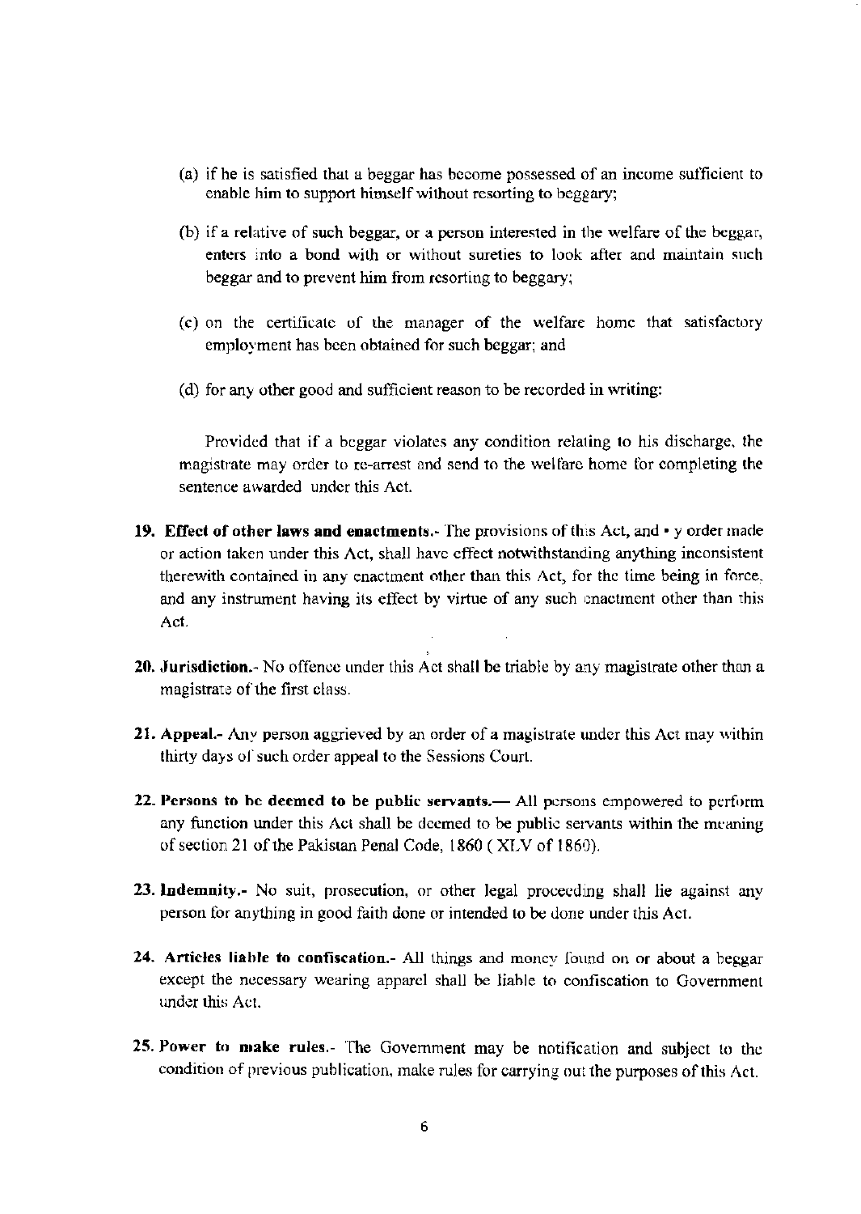(a) if he is satisfied that a beggar has become possessed of an income sufficient to enable him to support himself without resorting to beggary;

(b) if a relative of such beggar, or a person interested in the welfare of the beggar, enters into a bond with or without sureties to look after and maintain such beggar and to prevent him from resorting to beggary;

(c) on the certificate of the manager of the welfare home that satisfactory employment has been obtained for such beggar; and

(d) for any other good and sufficient reason to be recorded in writing:

Provided that if a beggar violates any condition relating to his discharge, the magistrate may order to re-arrest and send to the welfare home for completing the sentence awarded under this Act.

**19. Effect of other laws and enactments.**- The provisions of this Act, and • y order made or action taken under this Act, shall have effect notwithstanding anything inconsistent therewith contained in any enactment other than this Act, for the time being in force, and any instrument having its effect by virtue of any such enactment other than this Act.

**20. Jurisdiction.**- No offence under this Act shall be triable by any magistrate other than a magistrate of the first class.

**21. Appeal.**- Any person aggrieved by an order of a magistrate under this Act may within thirty days of such order appeal to the Sessions Court.

**22. Persons to be deemed to be public servants.**— All persons empowered to perform any function under this Act shall be deemed to be public servants within the meaning of section 21 of the Pakistan Penal Code, 1860 ( XLV of 1860).

**23. Indemnity.**- No suit, prosecution, or other legal proceeding shall lie against any person for anything in good faith done or intended to be done under this Act.

**24. Articles liable to confiscation.**- All things and money found on or about a beggar except the necessary wearing apparel shall be liable to confiscation to Government under this Act.

**25. Power to make rules.**- The Government may be notification and subject to the condition of previous publication, make rules for carrying out the purposes of this Act.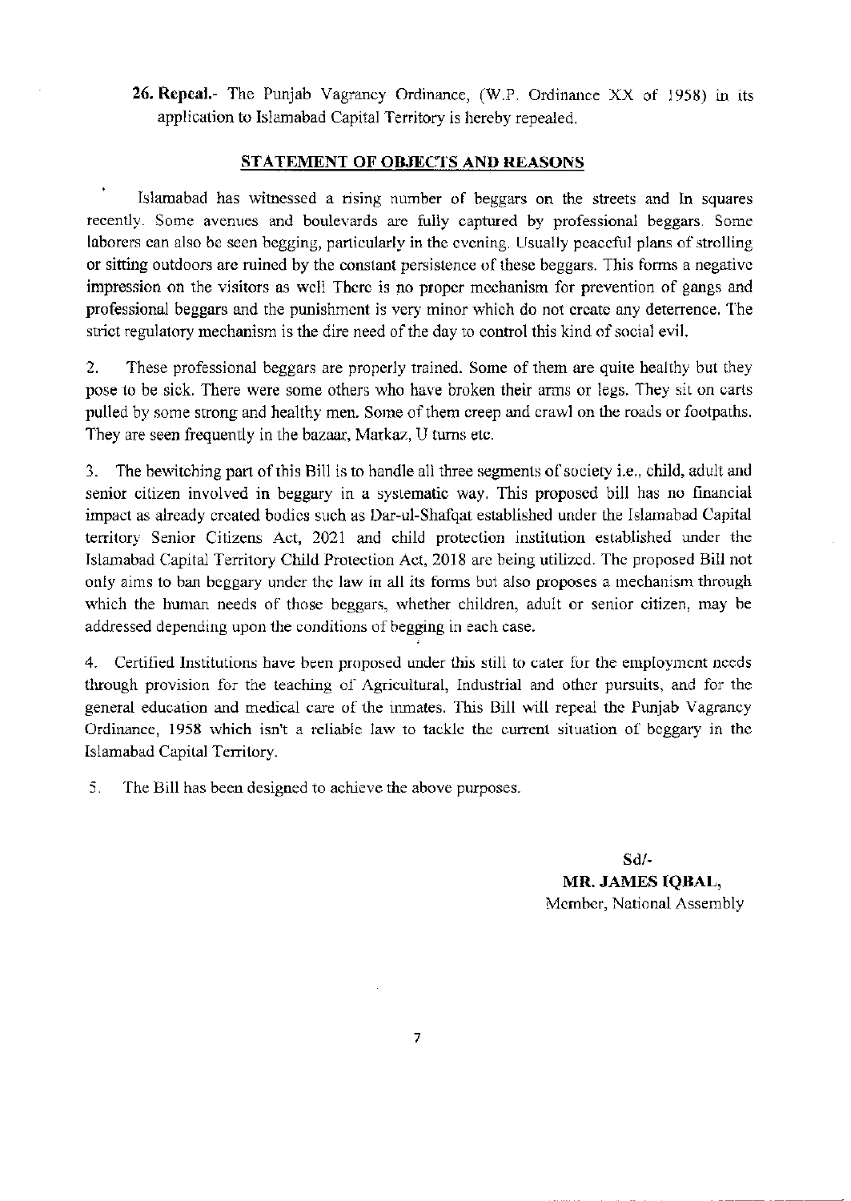**26. Repeal.**- The Punjab Vagrancy Ordinance, (W.P. Ordinance XX of 1958) in its application to Islamabad Capital Territory is hereby repealed.

## STATEMENT OF OBJECTS AND REASONS

Islamabad has witnessed a rising number of beggars on the streets and In squares recently. Some avenues and boulevards are fully captured by professional beggars. Some laborers can also be seen begging, particularly in the evening. Usually peaceful plans of strolling or sitting outdoors are ruined by the constant persistence of these beggars. This forms a negative impression on the visitors as well There is no proper mechanism for prevention of gangs and professional beggars and the punishment is very minor which do not create any deterrence. The strict regulatory mechanism is the dire need of the day to control this kind of social evil.

2. These professional beggars are properly trained. Some of them are quite healthy but they pose to be sick. There were some others who have broken their arms or legs. They sit on carts pulled by some strong and healthy men. Some of them creep and crawl on the roads or footpaths. They are seen frequently in the bazaar, Markaz, U turns etc.

3. The bewitching part of this Bill is to handle all three segments of society i.e., child, adult and senior citizen involved in beggury in a systematic way. This proposed bill has no financial impact as already created bodies such as Dar-ul-Shafqat established under the Islamabad Capital territory Senior Citizens Act, 2021 and child protection institution established under the Islamabad Capital Territory Child Protection Act, 2018 are being utilized. The proposed Bill not only aims to ban beggary under the law in all its forms but also proposes a mechanism through which the human needs of those beggars, whether children, adult or senior citizen, may be addressed depending upon the conditions of begging in each case.

4. Certified Institutions have been proposed under this still to cater for the employment needs through provision for the teaching of Agricultural, Industrial and other pursuits, and for the general education and medical care of the inmates. This Bill will repeal the Punjab Vagrancy Ordinance, 1958 which isn't a reliable law to tackle the current situation of beggary in the Islamabad Capital Territory.

5. The Bill has been designed to achieve the above purposes.

Sd/-
**MR. JAMES IQBAL,**
Member, National Assembly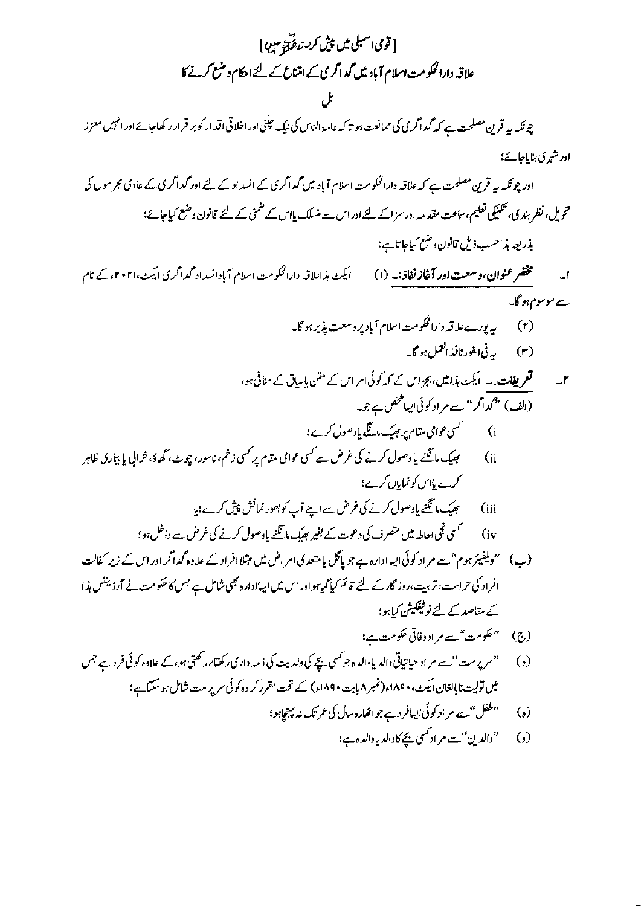[قومی اسمبلی میں پیش کردہ صورت میں]

## علاقہ دارالحکومت اسلام آباد میں گداگری کے امتناع کے لئے احکام وضع کرنے کا

## بل

چونکہ یہ قرین مصلحت ہے کہ گداگری کی ممانعت ہو تاکہ عامۃ الناس کی نیک چلنی اور اخلاقی اقدار کو برقرار رکھا جائے اور انہیں معزز اور شہری بنایا جائے؛

اور چونکہ یہ قرین مصلحت ہے کہ علاقہ دارالحکومت اسلام آباد میں گداگری کے انسداد کے لئے اور گداگری کے عادی مجرموں کی تحویل، نظر بندی، تکنیکی تعلیم، سماعت مقدمہ اور سزا کے لئے اور اس سے منسلک یا اس کے ضمنی کے لئے قانون وضع کیا جائے؛

بذریعہ ہذا حسب ذیل قانون وضع کیا جاتا ہے:

۱۔ **مختصر عنوان، وسعت اور آغاز نفاذ:۔** (۱) ایکٹ ہذا علاقہ دارالحکومت اسلام آباد انسداد گداگری ایکٹ، ۲۰۲۱ء کے نام سے موسوم ہوگا۔

(۲) یہ پورے علاقہ دارالحکومت اسلام آباد پر وسعت پذیر ہوگا۔

(۳) یہ فی الفور نافذ العمل ہوگا۔

۲۔ **تعریفات۔** ایکٹ ہذا میں، بجز اس کے کہ کوئی امر اس کے متن یا سیاق کے منافی ہو،۔

(الف) "گداگر" سے مراد کوئی ایسا شخص ہے جو۔

(i) کسی عوامی مقام پر بھیک مانگے یا وصول کرے؛

(ii) بھیک مانگنے یا وصول کرنے کی غرض سے کسی عوامی مقام پر کسی زخم، ناسور، چوٹ، گھاؤ، خرابی یا بیماری ظاہر کرے یا اس کو نمایاں کرے؛

(iii) بھیک مانگنے یا وصول کرنے کی غرض سے اپنے آپ کو بطور نمائش پیش کرے؛ یا

(iv) کسی نجی احاطہ میں متصرف کی دعوت کے بغیر بھیک مانگنے یا وصول کرنے کی غرض سے داخل ہو؛

(ب) "ویلفیئر ہوم" سے مراد کوئی ایسا ادارہ ہے جو پاگل یا متعدی امراض میں مبتلا افراد کے علاوہ گداگر اور اس کے زیر کفالت افراد کی حراست، تربیت، روزگار کے لئے قائم کیا گیا ہو اور اس میں ایسا ادارہ بھی شامل ہے جس کا حکومت نے آرڈیننس ہذا کے مقاصد کے لئے نوٹیفکیشن کیا ہو؛

(ج) "حکومت" سے مراد وفاقی حکومت ہے؛

(د) "سرپرست" سے مراد حیاتیاتی والد یا والدہ جو کسی بچے کی ولدیت کی ذمہ داری رکھتا / رکھتی ہو، کے علاوہ کوئی فرد ہے جس میں تولیت نابالغان ایکٹ، ۱۸۹۰ء (نمبر ۸ بابت ۱۸۹۰ء) کے تحت مقرر کردہ کوئی سرپرست شامل ہو سکتا ہے؛

(ہ) "طفل" سے مراد کوئی ایسا فرد ہے جو اٹھارہ سال کی عمر تک نہ پہنچا ہو؛

(و) "والدین" سے مراد کسی بچے کا والد یا والدہ ہے؛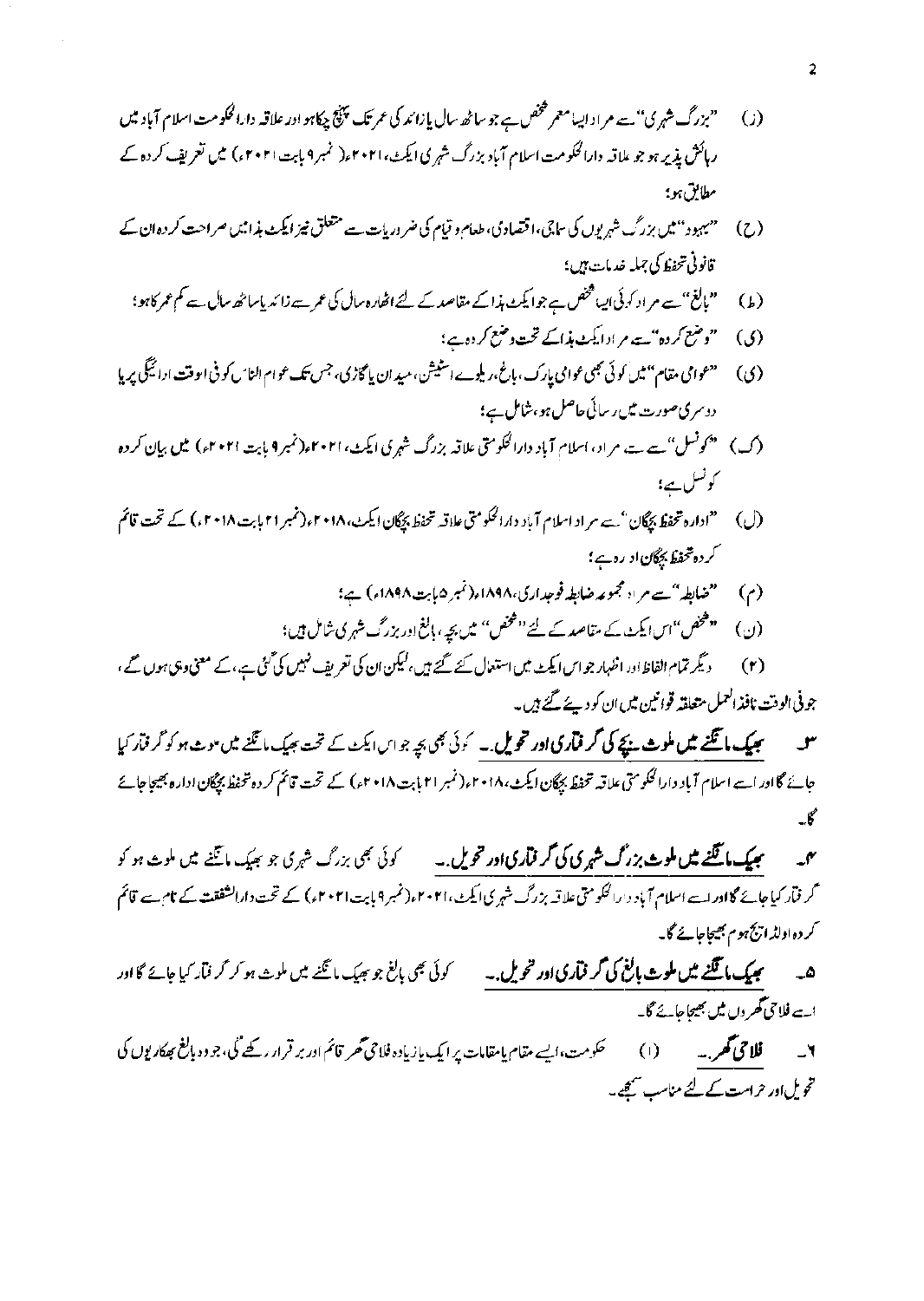(ز) "بزرگ شہری" سے مراد ایسا معمر شخص ہے جو ساٹھ سال یا زائد کی عمر تک پہنچ چکا ہو اور علاقہ دارالحکومت اسلام آباد میں رہائش پذیر ہو جو علاقہ دارالحکومت اسلام آباد بزرگ شہری ایکٹ، ۲۰۲۱ء (نمبر ۹ بابت ۲۰۲۱ء) میں تعریف کردہ کے مطابق ہو؛

(ح) "بہبود" میں بزرگ شہریوں کی سماجی، اقتصادی، طعام و قیام کی ضروریات سے متعلق نیز ایکٹ ہذا میں صراحت کردہ ان کے قانونی تحفظ کی جملہ خدمات ہیں؛

(ط) "بالغ" سے مراد کوئی ایسا شخص ہے جو ایکٹ ہذا کے مقاصد کے لئے اٹھارہ سال کی عمر سے زائد یا ساٹھ سال سے کم عمر کا ہو؛

(ی) "وضع کردہ" سے مراد ایکٹ ہذا کے تحت وضع کردہ ہے؛

(ی) "عوامی مقام" میں کوئی بھی عوامی پارک، باغ، ریلوے اسٹیشن، میدان یا گاڑی، جس تک عوام الناس کو فی الوقت ادائیگی پر یا دوسری صورت میں رسائی حاصل ہو، شامل ہے؛

(ک) "کونسل" سے سے، مراد، اسلام آباد دارالحکومتی علاقہ بزرگ شہری ایکٹ، ۲۰۲۱ء (نمبر ۹ بابت ۲۰۲۱ء) میں بیان کردہ کونسل ہے؛

(ل) "ادارہ تحفظ بچگان" سے مراد اسلام آباد دارالحکومتی علاقہ تحفظ بچگان ایکٹ، ۲۰۱۸ء (نمبر ۲۱ بابت ۲۰۱۸ء) کے تحت قائم کردہ تحفظ بچگان ادارہ ہے؛

(م) "ضابطہ" سے مراد مجموعہ ضابطہ فوجداری، ۱۸۹۸ء (نمبر ۵ بابت ۱۸۹۸ء) ہے؛

(ن) "شخص" اس ایکٹ کے مقاصد کے لئے "شخص" میں بچہ، بالغ اور بزرگ شہری شامل ہیں؛

(۲) دیگر تمام الفاظ اور اظہار جو اس ایکٹ میں استعمال کئے گئے ہیں، لیکن ان کی تعریف نہیں کی گئی ہے، کے معنی وہی ہوں گے، جو فی الوقت نافذ العمل متعلقہ قوانین میں ان کو دیئے گئے ہیں۔

۳۔ **بھیک مانگنے میں ملوث بچے کی گرفتاری اور تحویل۔** کوئی بھی بچہ جو اس ایکٹ کے تحت بھیک مانگنے میں ملوث ہو کو گرفتار کیا جائے گا اور اسے اسلام آباد دارالحکومتی علاقہ تحفظ بچگان ایکٹ، ۲۰۱۸ء (نمبر ۲۱ بابت ۲۰۱۸ء) کے تحت قائم کردہ تحفظ بچگان ادارہ بھیجا جائے گا۔

۴۔ **بھیک مانگنے میں ملوث بزرگ شہری کی گرفتاری اور تحویل۔** کوئی بھی بزرگ شہری جو بھیک مانگنے میں ملوث ہو کو گرفتار کیا جائے گا اور اسے اسلام آباد دارالحکومتی علاقہ بزرگ شہری ایکٹ، ۲۰۲۱ء (نمبر ۹ بابت ۲۰۲۱ء) کے تحت دارالشفقت کے نام سے قائم کردہ اولڈ ایج ہوم بھیجا جائے گا۔

۵۔ **بھیک مانگنے میں ملوث بالغ کی گرفتاری اور تحویل۔** کوئی بھی بالغ جو بھیک مانگنے میں ملوث ہو کر گرفتار کیا جائے گا اور اسے فلاحی گھروں میں بھیجا جائے گا۔

۶۔ **فلاحی گھر۔** (۱) حکومت، ایسے مقام یا مقامات پر ایک یا زیادہ فلاحی گھر قائم اور برقرار رکھے گی، جو وہ بالغ بھکاریوں کی تحویل اور حراست کے لئے مناسب سمجھے۔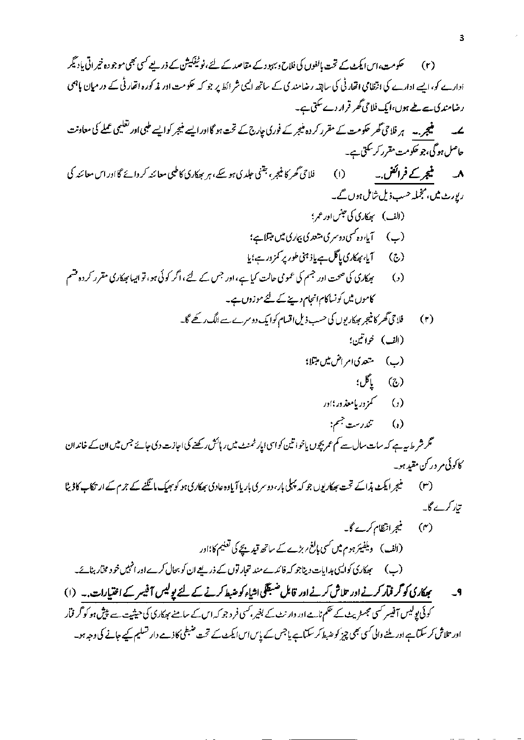(۲) حکومت، اس ایکٹ کے تحت بالغوں کی فلاح وبہبود کے مقاصد کے لئے، نوٹیفکیشن کے ذریعے کسی بھی موجودہ خیراتی یا دیگر ادارے کو، ایسے ادارے کی انتظامی اتھارٹی کی سابقہ رضامندی کے ساتھ ایسی شرائط پر جو کہ حکومت اور مذکورہ اتھارٹی کے درمیان باہمی رضامندی سے طے ہوں، ایک فلاحی گھر قرار دے سکتی ہے۔

۷۔ **منیجر۔** ہر فلاحی گھر حکومت کے مقرر کردہ منیجر کے فوری چارج کے تحت ہوگا اور ایسے منیجر کو ایسے طبی اور تعلیمی عملے کی معاونت حاصل ہوگی، جو حکومت مقرر کرسکتی ہے۔

۸۔ **منیجر کے فرائض۔** (۱) فلاحی گھر کا منیجر، جتنی جلدی ہوسکے، ہر بھکاری کا طبی معائنہ کروائے گا اور اس معائنہ کی رپورٹ میں، منجملہ حسب ذیل شامل ہوں گے۔

(الف) بھکاری کی جنس اور عمر؛

(ب) آیا، وہ کسی دوسری متعدی بیماری میں مبتلا ہے؛

(ج) آیا، بھکاری پاگل ہے یا ذہنی طور پر کمزور ہے؛ یا

(د) بھکاری کی صحت اور جسم کی عمومی حالت کیا ہے، اور جس کے لئے، اگر کوئی ہو، تو ایسا بھکاری مقرر کردہ قسم کاموں میں کونسا کام انجام دینے کے لئے موزوں ہے۔

(۲) فلاحی گھر کا منیجر بھکاریوں کی حسب ذیل اقسام کو ایک دوسرے سے الگ رکھے گا۔

(الف) خواتین؛

(ب) متعدی امراض میں مبتلا؛

(ج) پاگل؛

(د) کمزور یا معذور؛ اور

(ہ) تندرست جسم:

مگر شرط یہ ہے کہ سات سال سے کم عمر بچوں یا خواتین کو اسی اپارٹمنٹ میں رہائش رکھنے کی اجازت دی جائے جس میں ان کے خاندان کا کوئی مرد رکن مقید ہو۔

(۳) منیجر ایکٹ ہذا کے تحت بھکاریوں جو کہ پہلی بار، دوسری بار یا آیا وہ عادی بھکاری ہو کو بھیک مانگنے کے جرم کے ارتکاب کا ڈیٹا تیار کرے گا۔

(۴) منیجر انتظام کرے گا۔

(الف) ویلفیئر ہوم میں کسی بالغ رہ بڑے کے ساتھ قید بچے کی تعلیم کا؛ اور

(ب) بھکاری کو ایسی ہدایات دینا جو کہ فائدے مند تجارتوں کے ذریعے ان کو بحال کرے اور انہیں خود مختار بنائے۔

۹۔ **بھکاری کو گرفتار کرنے اور تلاش کرنے اور قابل ضبطگی اشیاء کو ضبط کرنے کے لئے پولیس آفیسر کے اختیارات۔** (۱) کوئی پولیس آفیسر کسی مجسٹریٹ کے حکم نامے اور وارنٹ کے بغیر، کسی فرد جو کہ اس کے سامنے بھکاری کی حیثیت سے پیش ہو کو گرفتار اور تلاش کرسکتا ہے اور ملنے والی کسی بھی چیز کو ضبط کرسکتا ہے یا جس کے پاس اس ایکٹ کے تحت ضبطی کا ذمے دار تسلیم کیے جانے کی وجہ ہو۔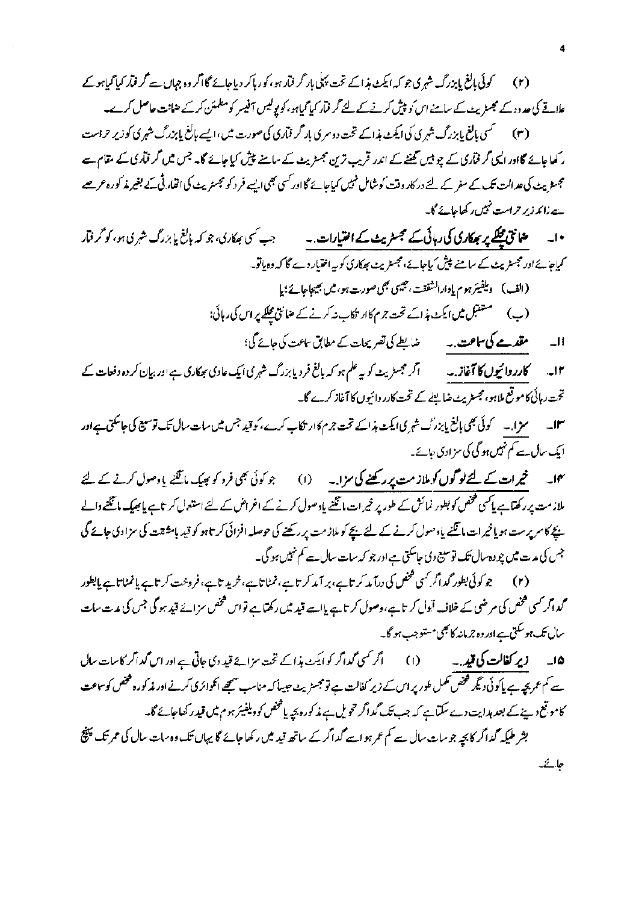(۲) کوئی بالغ یا بزرگ شہری جو کہ ایکٹ ہذا کے تحت پہلی بار گرفتار ہو، کو رہا کر دیا جائے گا اگر وہ جہاں سے گرفتار کیا گیا ہو کے علاقے کی حدود کے مجسٹریٹ کے سامنے اس کو پیش کرنے کے لئے گرفتار کیا گیا ہو، کو پولیس آفیسر کو مطمئن کر کے ضمانت حاصل کرے۔

(۳) کسی بالغ یا بزرگ شہری کی ایکٹ ہذا کے تحت دوسری بار گرفتاری کی صورت میں، ایسے بالغ یا بزرگ شہری کو زیر حراست رکھا جائے گا اور ایسی گرفتاری کے چوبیس گھنٹے کے اندر قریب ترین مجسٹریٹ کے سامنے پیش کیا جائے گا۔ جس میں گرفتاری کے مقام سے مجسٹریٹ کی عدالت تک کے سفر کے لئے درکار وقت کو شامل نہیں کیا جائے گا اور کسی بھی ایسے فرد کو مجسٹریٹ کی اتھارٹی کے بغیر مذکورہ عرصے سے زائد زیر حراست نہیں رکھا جائے گا۔

۱۰۔ **ضمانتی مچلکے پر بھکاری کی رہائی کے مجسٹریٹ کے اختیارات۔**۔ جب کسی بھکاری، جو کہ بالغ یا بزرگ شہری ہو، کو گرفتار کیا جائے اور مجسٹریٹ کے سامنے پیش کیا جائے، مجسٹریٹ بھکاری کو یہ اختیار دے گا کہ وہ یا تو۔

(الف) ویلفیئر ہوم یا دارالشفقت، جیسی بھی صورت ہو، میں بھیجا جائے؛ یا

(ب) مستقبل میں ایکٹ ہذا کے تحت جرم کا ارتکاب نہ کرنے کے ضمانتی مچلکے پر اس کی رہائی:

۱۱۔ **مقدمے کی سماعت۔**۔ ضابطے کی تصریحات کے مطابق سماعت کی جائے گی؛

۱۲۔ **کارروائیوں کا آغاز۔**۔ اگر مجسٹریٹ کو یہ علم ہو کہ بالغ فرد یا بزرگ شہری ایک عادی بھکاری ہے اور بیان کردہ دفعات کے تحت رہائی کا موقع ملا ہو، مجسٹریٹ ضابطے کے تحت کارروائیوں کا آغاز کرے گا۔

۱۳۔ **سزا۔**۔ کوئی بھی بالغ یا بزرگ شہری ایکٹ ہذا کے تحت جرم کا ارتکاب کرے، کو قید جس میں سات سال تک توسیع کی جاسکتی ہے اور ایک سال سے کم نہیں ہوگی کی سزا دی جائے۔

۱۴۔ **خیرات کے لئے لوگوں کو ملازمت پر رکھنے کی سزا۔**۔ (۱) جو کوئی بھی فرد کو بھیک مانگنے یا وصول کرنے کے لئے ملازمت پر رکھتا ہے یا کسی شخص کو بطور نمائش کے طور پر خیرات مانگنے یا وصول کرنے کے اغراض کے لئے استعمال کرتا ہے یا بھیک مانگنے والے بچے کا سرپرست ہو یا خیرات مانگنے یا وصول کرنے کے لئے بچے کو ملازمت پر رکھنے کی حوصلہ افزائی کرتا ہو کو قید بامشقت کی سزا دی جائے گی جس کی مدت میں چودہ سال تک توسیع دی جاسکتی ہے اور جو کہ سات سال سے کم نہیں ہوگی۔

(۲) جو کوئی بطور گداگر کسی شخص کی درآمد کرتا ہے، برآمد کرتا ہے، نمٹاتا ہے، خریدتا ہے، فروخت کرتا ہے یا نمٹاتا ہے یا بطور گداگر کسی شخص کی مرضی کے خلاف قبول کرتا ہے، وصول کرتا ہے یا اسے قید میں رکھتا ہے تو اس شخص سزائے قید ہوگی جس کی مدت سات سال تک ہو سکتی ہے اور وہ جرمانہ کا بھی مستوجب ہوگا۔

۱۵۔ **زیر کفالت کی قید۔**۔ (۱) اگر کسی گداگر کو ایکٹ ہذا کے تحت سزائے قید دی جاتی ہے اور اس گداگر کا سات سال سے کم عمر بچہ ہے یا کوئی دیگر شخص مکمل طور پر اس کے زیر کفالت ہے تو مجسٹریٹ جیسا کہ مناسب سمجھے انکوائری کرنے اور مذکورہ شخص کو سماعت کا موقع دینے کے بعد ہدایت دے سکتا ہے کہ جب تک گداگر تحویل ہے مذکورہ بچہ یا شخص کو ویلفیئر ہوم میں قید رکھا جائے گا۔

بشرطیکہ گداگر کا بچہ جو سات سال سے کم عمر ہو اسے گداگر کے ساتھ قید میں رکھا جائے گا یہاں تک وہ سات سال کی عمر تک پہنچ جائے۔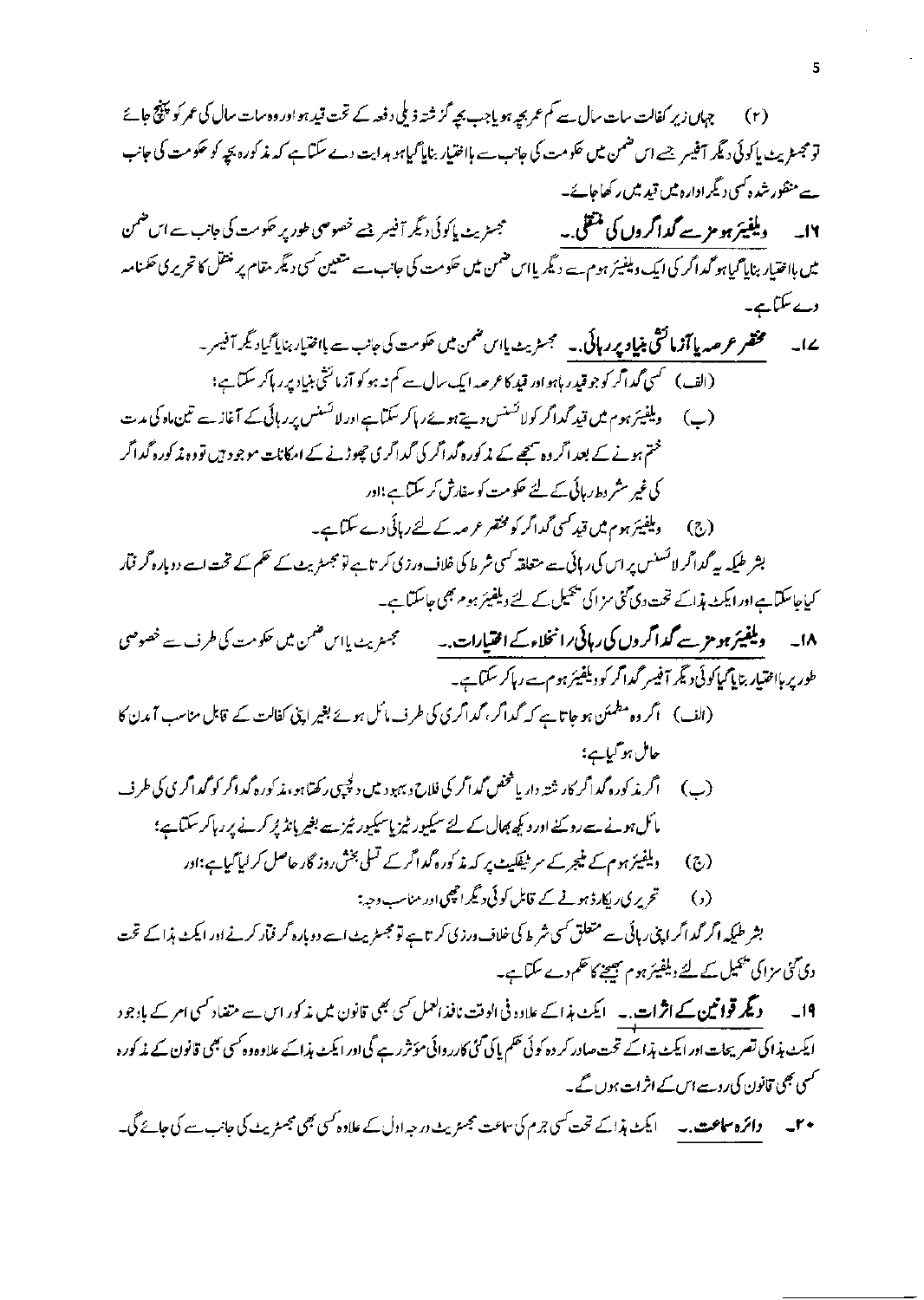(۲) جہاں زیر کفالت سات سال سے کم عمر بچہ ہو یا جب بچہ گزشتہ ذیلی دفعہ کے تحت قید ہو اور وہ سات سال کی عمر کو پہنچ جائے تو مجسٹریٹ یا کوئی دیگر آفیسر جسے اس ضمن میں حکومت کی جانب سے بااختیار بنایا گیا ہو ہدایت دے سکتا ہے کہ مذکورہ بچہ کو حکومت کی جانب سے منظور شدہ کسی دیگر ادارہ میں قید میں رکھا جائے۔

**۱۶۔ ویلفیئر ہوم سے گداگروں کی منتقلی۔۔** مجسٹریٹ یا کوئی دیگر آفیسر جسے خصوصی طور پر حکومت کی جانب سے اس ضمن میں بااختیار بنایا گیا ہو گداگر کی ایک ویلفیئر ہوم سے دیگر یا اس ضمن میں حکومت کی جانب سے متعین کسی دیگر مقام پر منتقل کا تحریری حکمنامہ دے سکتا ہے۔

**۱۷۔ مختصر عرصہ یا آزمائشی بنیاد پر رہائی۔۔** مجسٹریٹ یا اس ضمن میں حکومت کی جانب سے بااختیار بنایا گیا دیگر آفیسر۔

(الف) کسی گداگر کو جو قید رہا ہو اور قید کا عرصہ ایک سال سے کم نہ ہو کو آزمائشی بنیاد پر رہا کر سکتا ہے؛

(ب) ویلفیئر ہوم میں قید گداگر کو لائسنس دیتے ہوئے رہا کر سکتا ہے اور لائسنس پر رہائی کے آغاز سے تین ماہ کی مدت ختم ہونے کے بعد اگر وہ سمجھے کہ مذکورہ گداگر کی گداگری چھوڑنے کے امکانات موجود ہیں تو وہ مذکورہ گداگر کی غیر مشروط رہائی کے لئے حکومت کو سفارش کر سکتا ہے؛ اور

(ج) ویلفیئر ہوم میں قید کسی گداگر کو مختصر عرصہ کے لئے رہائی دے سکتا ہے۔

بشرطیکہ یہ گداگر لائسنس پر اس کی رہائی سے متعلقہ کسی شرط کی خلاف ورزی کرتا ہے تو مجسٹریٹ کے حکم کے تحت اسے دوبارہ گرفتار کیا جا سکتا ہے اور ایکٹ ہذا کے تحت دی گئی سزا کی تکمیل کے لئے ویلفیئر ہوم بھی جا سکتا ہے۔

**۱۸۔ ویلفیئر ہوم سے گداگروں کی رہائی / انخلاء کے اختیارات۔۔** مجسٹریٹ یا اس ضمن میں حکومت کی طرف سے خصوصی طور پر بااختیار بنایا گیا کوئی دیگر آفیسر گداگر کو ویلفیئر ہوم سے رہا کر سکتا ہے۔

(الف) اگر وہ مطمئن ہو جاتا ہے کہ گداگر، گداگری کی طرف مائل ہوئے بغیر اپنی کفالت کے قابل مناسب آمدن کا حامل ہو گیا ہے؛

(ب) اگر مذکورہ گداگر کا رشتہ دار یا شخص گداگر کی فلاح و بہبود میں دلچسپی رکھتا ہو، مذکورہ گداگر کو گداگری کی طرف مائل ہونے سے روکنے اور دیکھ بھال کے لئے سیکیورٹیز یا سیکیورٹیز سے بغیر بانڈ پُر کرنے پر رہا کر سکتا ہے؛

(ج) ویلفیئر ہوم کے منیجر کے سرٹیفکیٹ پر کہ مذکورہ گداگر کے تسلی بخش روزگار حاصل کر لیا گیا ہے؛ اور

(د) تحریری ریکارڈ ہونے کے قابل کوئی دیگر اچھی اور مناسب وجہ:

بشرطیکہ اگر گداگر اپنی رہائی سے متعلق کسی شرط کی خلاف ورزی کرتا ہے تو مجسٹریٹ اسے دوبارہ گرفتار کرنے اور ایکٹ ہذا کے تحت دی گئی سزا کی تکمیل کے لئے ویلفیئر ہوم بھیجنے کا حکم دے سکتا ہے۔

**۱۹۔ دیگر قوانین کے اثرات۔۔** ایکٹ ہذا کے علاوہ فی الوقت نافذ العمل کسی بھی قانون میں مذکور اس سے متضاد کسی امر کے باوجود ایکٹ ہذا کی تصریحات اور ایکٹ ہذا کے تحت صادر کردہ کوئی حکم یا کی گئی کارروائی مؤثر رہے گی اور ایکٹ ہذا کے علاوہ وہ کسی بھی قانون کے مذکورہ کسی بھی قانون کی رو سے اس کے اثرات ہوں گے۔

**۲۰۔ دائرہ سماعت۔۔** ایکٹ ہذا کے تحت کسی جرم کی سماعت مجسٹریٹ درجہ اول کے علاوہ کسی بھی مجسٹریٹ کی جانب سے کی جائے گی۔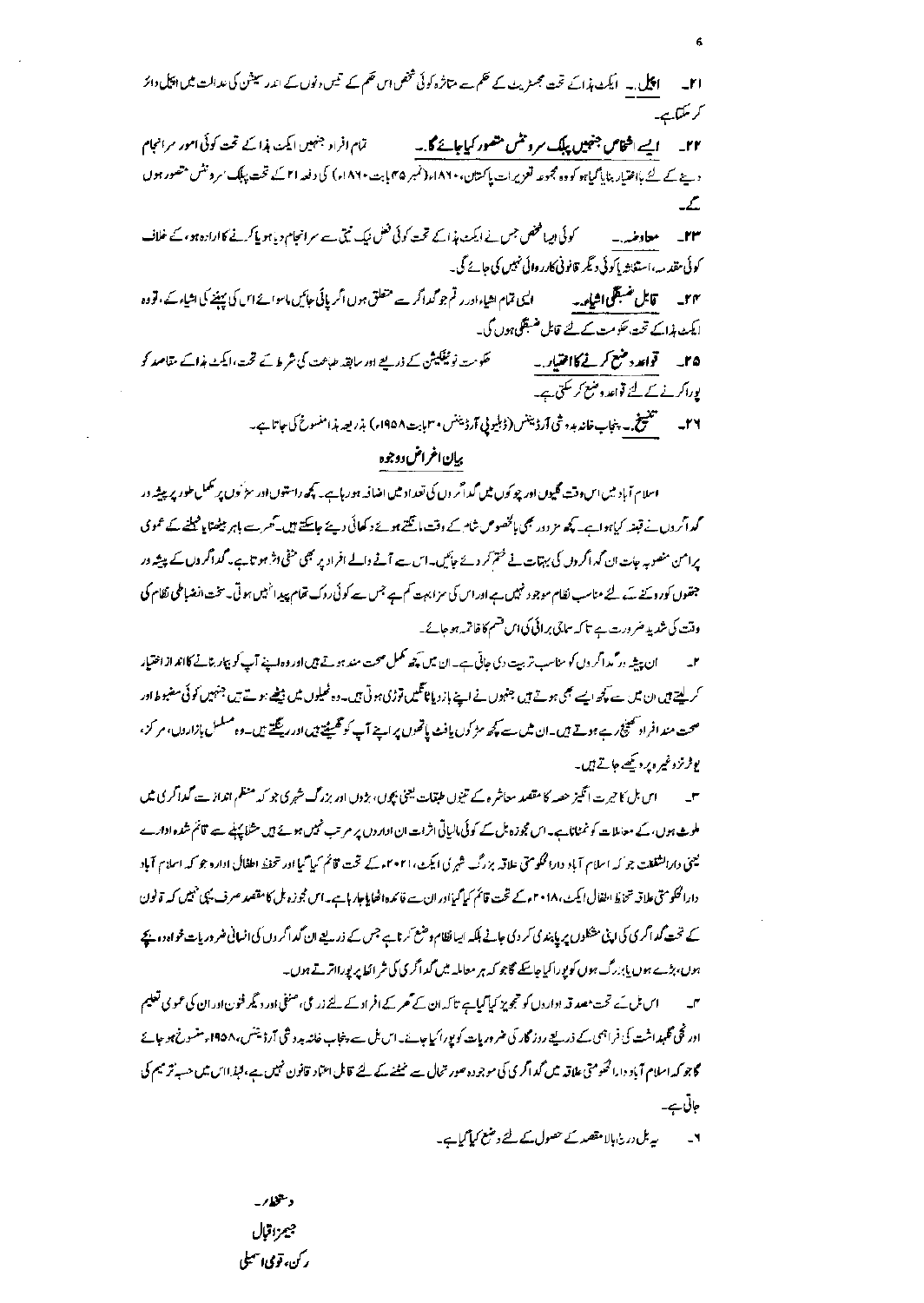۲۱۔ **اپیل۔** ایکٹ ہذا کے تحت مجسٹریٹ کے حکم سے متاثرہ کوئی شخص اس حکم کے تیس دنوں کے اندر سیشن کی عدالت میں اپیل دائر کر سکتا ہے۔

۲۲۔ **ایسے اشخاص جنہیں پبلک سرونٹس متصور کیا جائے گا۔** تمام افراد جنہیں ایکٹ ہذا کے تحت کوئی امور سرانجام دینے کے لئے بااختیار بنایا گیا ہو کو وہ مجموعہ تعزیرات پاکستان، ۱۸۶۰ء (نمبر ۴۵ بابت ۱۸۶۰ء) کی دفعہ ۲۱ کے تحت پبلک سرونٹس متصور ہوں گے۔

۲۳۔ **معاوضہ۔** کوئی ایسا شخص جس نے ایکٹ ہذا کے تحت کوئی فعل نیک نیتی سے سرانجام دیا ہو یا کرنے کا ارادہ ہو، کے خلاف کوئی مقدمہ، استغاثہ یا کوئی دیگر قانونی کارروائی نہیں کی جائے گی۔

۲۴۔ **قابل ضبطگی اشیاء۔** ایسی تمام اشیاء اور رقم جو گداگر سے متعلق ہوں اگر پائی جائیں ماسوائے اس کی پہننے کی اشیاء کے، تو وہ ایکٹ ہذا کے تحت حکومت کے لئے قابل ضبطگی ہوں گی۔

۲۵۔ **قواعد وضع کرنے کا اختیار۔** حکومت نوٹیفکیشن کے ذریعے اور سابقہ طباعت کی شرط کے تحت، ایکٹ ہذا کے مقاصد کو پورا کرنے کے لئے قواعد وضع کر سکتی ہے۔

۲۶۔ **تنسیخ۔** پنجاب خانہ بدوشی آرڈیننس (ڈبلیو پی آرڈیننس ۱۰ بابت ۱۹۵۸ء) بذریعہ ہذا منسوخ کی جاتا ہے۔

## بیان اغراض و وجوہ

اسلام آباد میں اس وقت گلیوں اور چوکوں میں گداگروں کی تعداد میں اضافہ ہو رہا ہے۔ کچھ راستوں اور سڑکوں پر مکمل طور پر پیشہ ور گداگروں نے قبضہ کیا ہوا ہے۔ کچھ مزدور بھی بالخصوص شام کے وقت، مانگتے ہوئے دکھائی دیئے جا سکتے ہیں۔ گھر سے باہر بیٹھنا یا ٹہلنے کے عموی پرامن منصوبہ جات ان گداگروں کی بہتات نے ختم کر دیئے جائیں۔ اس سے آنے والے افراد پر بھی منفی اثر ہوتا ہے۔ گداگروں کے پیشہ ور جتھوں کو روکنے کے لئے مناسب نظام موجود نہیں ہے اور اس کی سزا بہت کم ہے جس سے کوئی روک تھام پیدا نہیں ہوتی۔ سخت انضباطی نظام کی وقت کی شدید ضرورت ہے تاکہ سماجی برائی کی اس قسم کا خاتمہ ہو جائے۔

۲۔ ان پیشہ ور گداگروں کو مناسب تربیت دی جاتی ہے۔ ان میں کچھ مکمل صحت مند ہوتے ہیں اور وہ اپنے آپ کو بیمار بنانے کا انداز اختیار کر لیتے ہیں ان میں سے کچھ ایسے بھی ہوتے ہیں جنہوں نے اپنے بازو یا ٹانگیں توڑی ہوتی ہیں۔ وہ ٹھیلوں میں بیٹھے ہوتے ہیں جنہیں کوئی مضبوط اور صحت مند افراد کھینچ رہے ہوتے ہیں۔ ان میں سے کچھ سڑکوں یا فٹ پاتھوں پر اپنے آپ کو گھسیٹتے ہیں اور رینگتے ہیں۔ وہ مسلسل بازاروں، مرکز، یوٹرنز وغیرہ پر دیکھے جاتے ہیں۔

۳۔ اس بل کا حیرت انگیز حصہ کا مقصد معاشرہ کے تینوں طبقات یعنی بچوں، بڑوں اور بزرگ شہری جو کہ منظم انداز سے گداگری میں ملوث ہوں، کے معاملات کو نمٹانا ہے۔ اس مجوزہ بل کے کوئی مالیاتی اثرات ان اداروں پر مرتب نہیں ہوئے ہیں مثلاً پہلے سے قائم شدہ ادارے یعنی دارالشفقت جو کہ اسلام آباد دارالحکومتی علاقہ بزرگ شہری ایکٹ، ۲۰۲۱ء کے تحت قائم کیا گیا اور تحفظ اطفال ادارہ جو کہ اسلام آباد دارالحکومتی علاقہ تحفظ اطفال ایکٹ، ۲۰۱۸ء کے تحت قائم کیا گیا اور ان سے فائدہ اٹھایا جا رہا ہے۔ اس مجوزہ بل کا مقصد صرف یہی نہیں کہ قانون کے تحت گداگری کی اپنی شکلوں پر پابندی کر دی جائے بلکہ ایسا نظام وضع کرنا ہے جس کے ذریعے ان گداگروں کی انسانی ضروریات خواہ وہ بچے ہوں، بڑے ہوں یا بزرگ ہوں کو پورا کیا جا سکے گا جو کہ ہر معاملہ میں گداگری کی شرائط پر پورا اترتے ہوں۔

۴۔ اس بل کے تحت معدود اداروں کو تجویز کیا گیا ہے تاکہ ان کے گھر کے افراد کے لئے زرعی، صنعتی اور دیگر فنون اور ان کی عموی تعلیم اور نگہداشت کی فراہمی کے ذریعے روزگار کی ضروریات کو پورا کیا جائے۔ اس بل سے پنجاب خانہ بدوشی آرڈیننس، ۱۹۵۸ء منسوخ ہو جائے گا جو کہ اسلام آباد دارالحکومتی علاقہ میں گداگری کی موجودہ صورتحال سے نمٹنے کے لئے قابل اعتماد قانون نہیں ہے، لہٰذا اس میں حسب ترمیم کی جاتی ہے۔

۶۔ یہ بل درج بالا مقصد کے حصول کے لئے وضع کیا گیا ہے۔

دستخط۔
جیمز اقبال
رکن، قومی اسمبلی